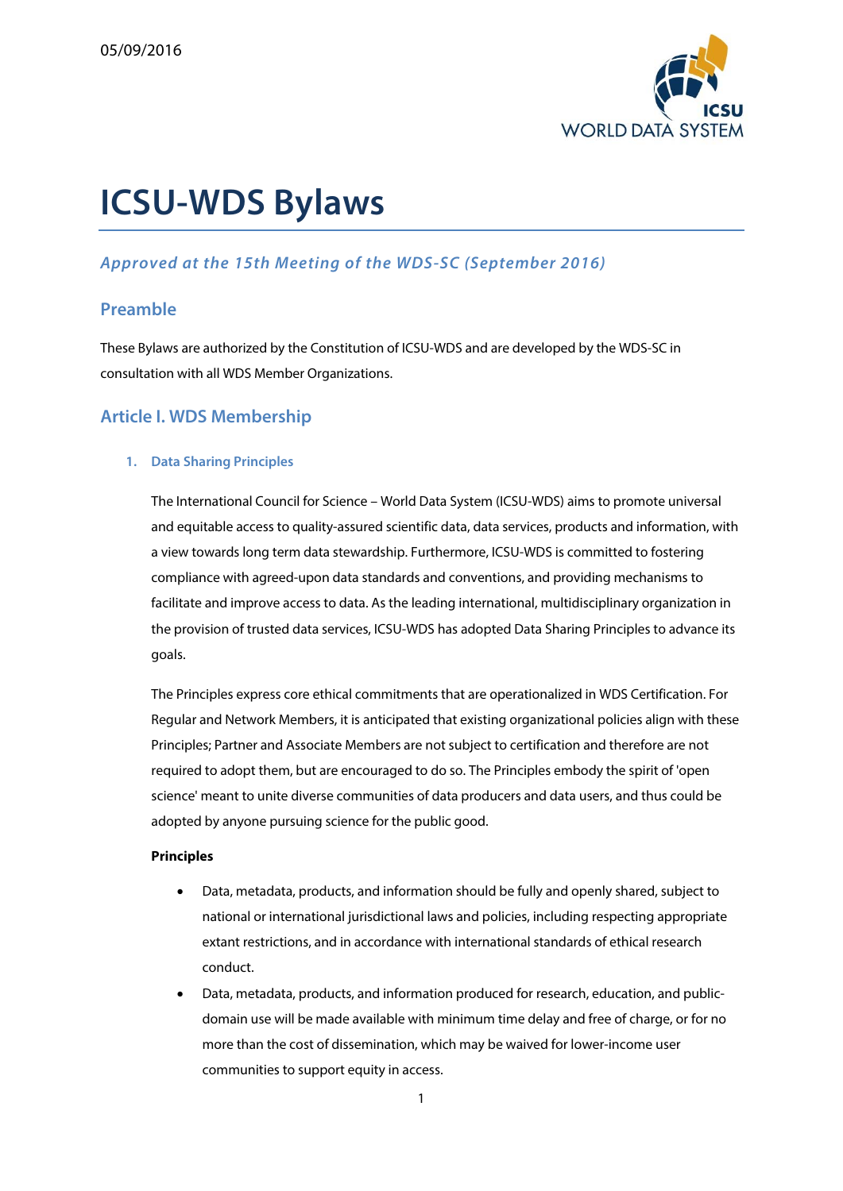05/09/2016

# ICSU-WDS Bylaws

*Approved at the 15th Meeting of the WDS-SC (September 2016)*

## Preamble

These Bylaws are authorized by the Constitution of ICSU-WDS and are developed by the WDS-SC in consultation with all WDS Member Organizations.

## Article I. WDS Membership

### 1. Data Sharing Principles

The International Council for Science – World Data System (ICSU-WDS) aims to promote universal and equitable access to quality-assured scientific data, data services, products and information, with a view towards long term data stewardship. Furthermore, ICSU-WDS is committed to fostering compliance with agreed-upon data standards and conventions, and providing mechanisms to facilitate and improve access to data. As the leading international, multidisciplinary organization in the provision of trusted data services, ICSU-WDS has adopted Data Sharing Principles to advance its goals.

The Principles express core ethical commitments that are operationalized in WDS Certification. For Regular and Network Members, it is anticipated that existing organizational policies align with these Principles; Partner and Associate Members are not subject to certification and therefore are not required to adopt them, but are encouraged to do so. The Principles embody the spirit of 'open science' meant to unite diverse communities of data producers and data users, and thus could be adopted by anyone pursuing science for the public good.

**Principles**

- Data, metadata, products, and information should be fully and openly shared, subject to national or international jurisdictional laws and policies, including respecting appropriate extant restrictions, and in accordance with international standards of ethical research conduct.
- Data, metadata, products, and information produced for research, education, and public-domain use will be made available with minimum time delay and free of charge, or for no more than the cost of dissemination, which may be waived for lower-income user communities to support equity in access.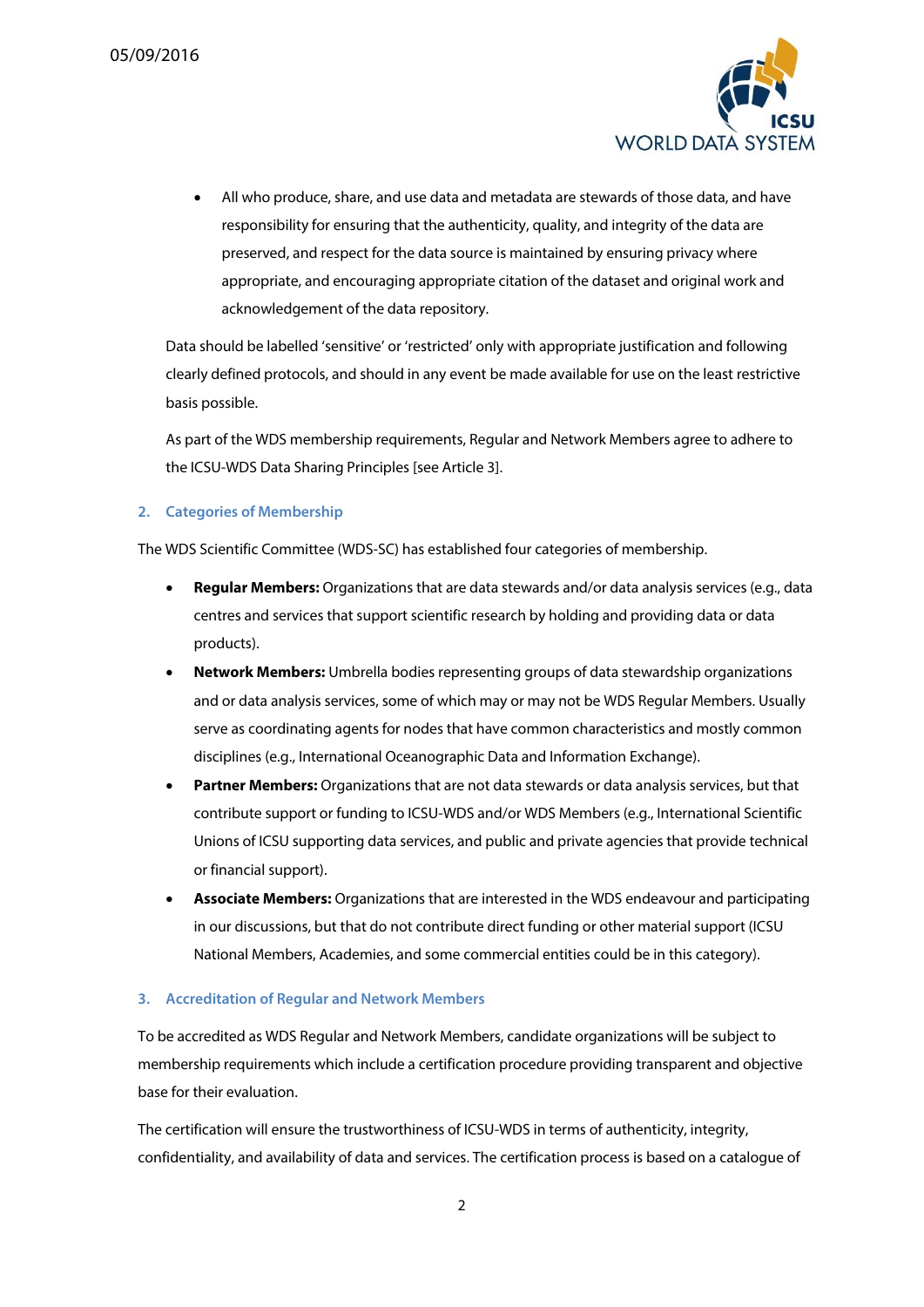- All who produce, share, and use data and metadata are stewards of those data, and have responsibility for ensuring that the authenticity, quality, and integrity of the data are preserved, and respect for the data source is maintained by ensuring privacy where appropriate, and encouraging appropriate citation of the dataset and original work and acknowledgement of the data repository.

Data should be labelled 'sensitive' or 'restricted' only with appropriate justification and following clearly defined protocols, and should in any event be made available for use on the least restrictive basis possible.

As part of the WDS membership requirements, Regular and Network Members agree to adhere to the ICSU-WDS Data Sharing Principles [see Article 3].

## 2. Categories of Membership

The WDS Scientific Committee (WDS-SC) has established four categories of membership.

- **Regular Members:** Organizations that are data stewards and/or data analysis services (e.g., data centres and services that support scientific research by holding and providing data or data products).
- **Network Members:** Umbrella bodies representing groups of data stewardship organizations and or data analysis services, some of which may or may not be WDS Regular Members. Usually serve as coordinating agents for nodes that have common characteristics and mostly common disciplines (e.g., International Oceanographic Data and Information Exchange).
- **Partner Members:** Organizations that are not data stewards or data analysis services, but that contribute support or funding to ICSU-WDS and/or WDS Members (e.g., International Scientific Unions of ICSU supporting data services, and public and private agencies that provide technical or financial support).
- **Associate Members:** Organizations that are interested in the WDS endeavour and participating in our discussions, but that do not contribute direct funding or other material support (ICSU National Members, Academies, and some commercial entities could be in this category).

## 3. Accreditation of Regular and Network Members

To be accredited as WDS Regular and Network Members, candidate organizations will be subject to membership requirements which include a certification procedure providing transparent and objective base for their evaluation.

The certification will ensure the trustworthiness of ICSU-WDS in terms of authenticity, integrity, confidentiality, and availability of data and services. The certification process is based on a catalogue of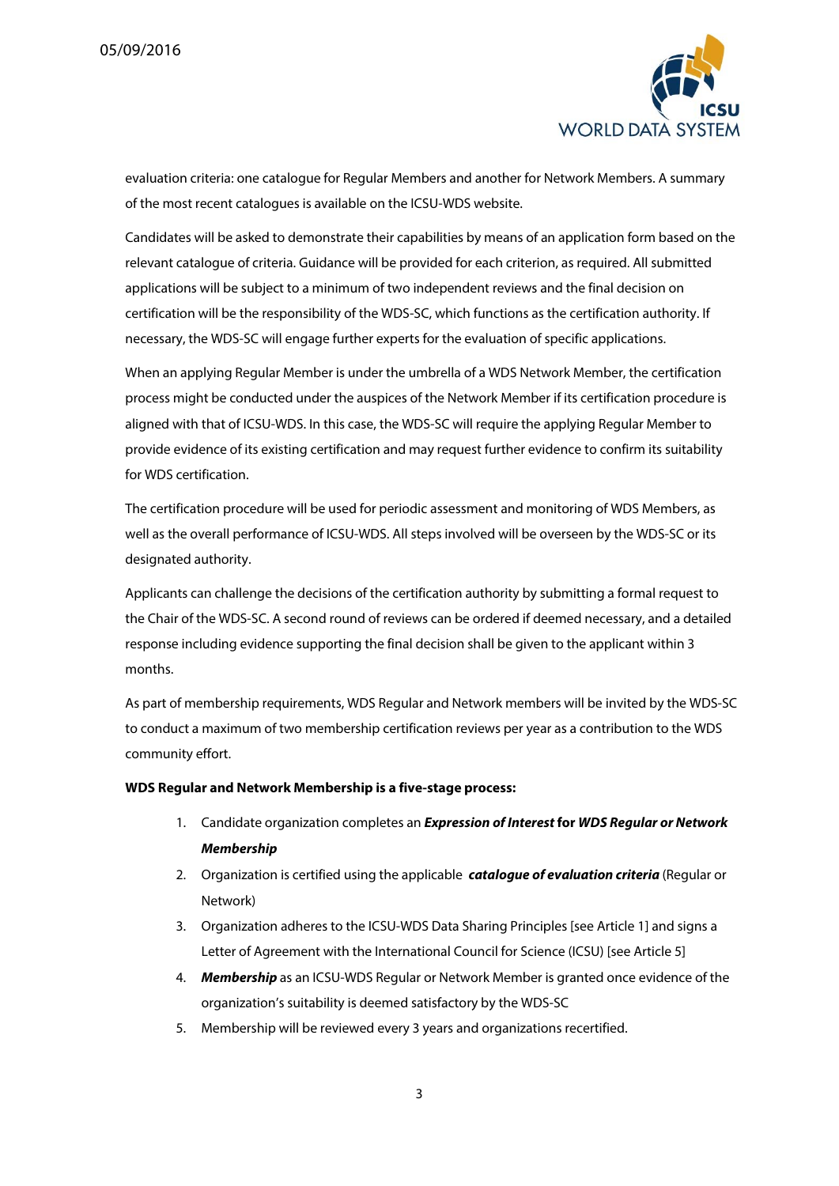evaluation criteria: one catalogue for Regular Members and another for Network Members. A summary of the most recent catalogues is available on the ICSU-WDS website.

Candidates will be asked to demonstrate their capabilities by means of an application form based on the relevant catalogue of criteria. Guidance will be provided for each criterion, as required. All submitted applications will be subject to a minimum of two independent reviews and the final decision on certification will be the responsibility of the WDS-SC, which functions as the certification authority. If necessary, the WDS-SC will engage further experts for the evaluation of specific applications.

When an applying Regular Member is under the umbrella of a WDS Network Member, the certification process might be conducted under the auspices of the Network Member if its certification procedure is aligned with that of ICSU-WDS. In this case, the WDS-SC will require the applying Regular Member to provide evidence of its existing certification and may request further evidence to confirm its suitability for WDS certification.

The certification procedure will be used for periodic assessment and monitoring of WDS Members, as well as the overall performance of ICSU-WDS. All steps involved will be overseen by the WDS-SC or its designated authority.

Applicants can challenge the decisions of the certification authority by submitting a formal request to the Chair of the WDS-SC. A second round of reviews can be ordered if deemed necessary, and a detailed response including evidence supporting the final decision shall be given to the applicant within 3 months.

As part of membership requirements, WDS Regular and Network members will be invited by the WDS-SC to conduct a maximum of two membership certification reviews per year as a contribution to the WDS community effort.

**WDS Regular and Network Membership is a five-stage process:**

1. Candidate organization completes an ***Expression of Interest*** **for** ***WDS Regular or Network Membership***
2. Organization is certified using the applicable ***catalogue of evaluation criteria*** (Regular or Network)
3. Organization adheres to the ICSU-WDS Data Sharing Principles [see Article 1] and signs a Letter of Agreement with the International Council for Science (ICSU) [see Article 5]
4. ***Membership*** as an ICSU-WDS Regular or Network Member is granted once evidence of the organization's suitability is deemed satisfactory by the WDS-SC
5. Membership will be reviewed every 3 years and organizations recertified.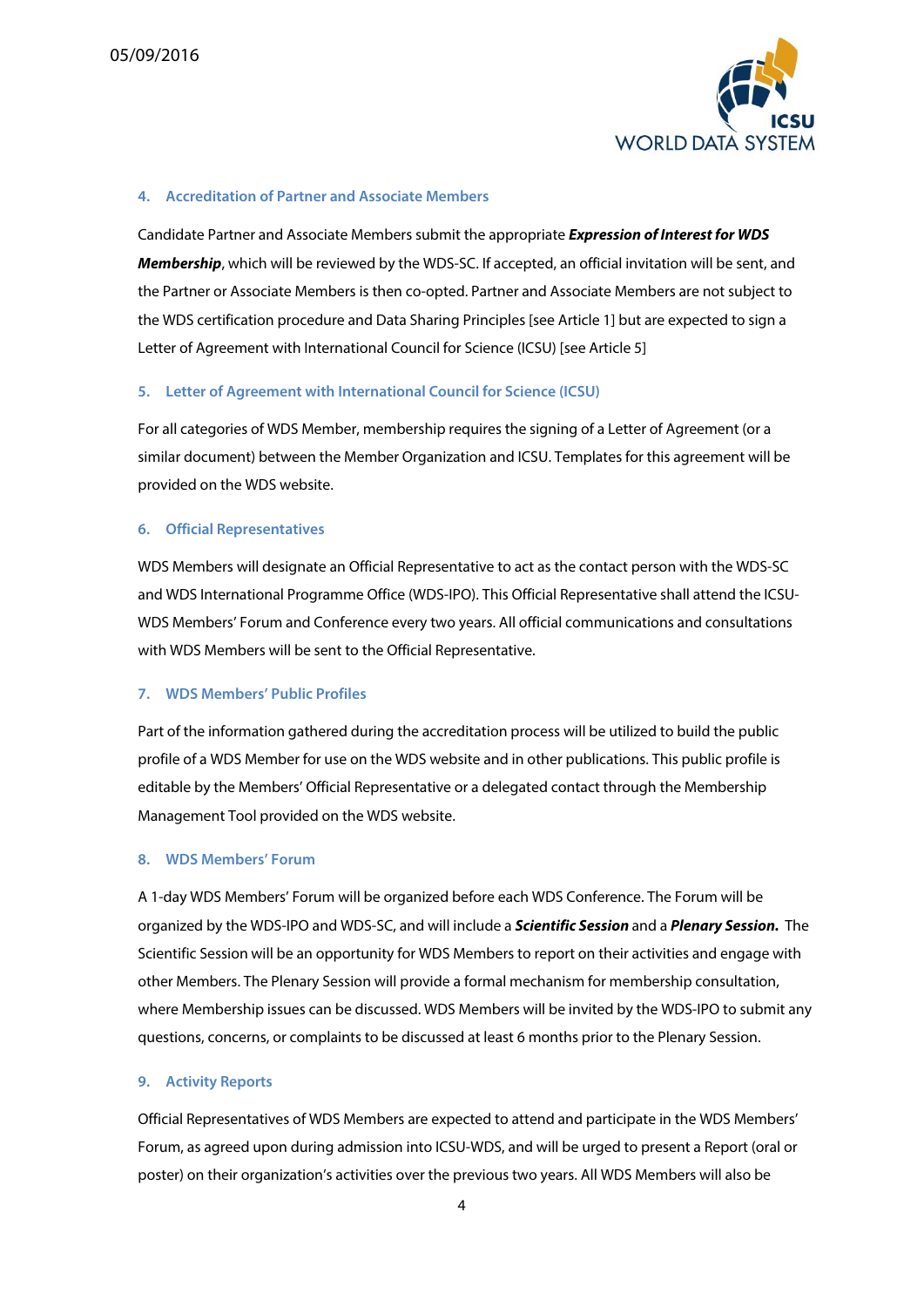## 4. Accreditation of Partner and Associate Members

Candidate Partner and Associate Members submit the appropriate ***Expression of Interest for WDS Membership***, which will be reviewed by the WDS-SC. If accepted, an official invitation will be sent, and the Partner or Associate Members is then co-opted. Partner and Associate Members are not subject to the WDS certification procedure and Data Sharing Principles [see Article 1] but are expected to sign a Letter of Agreement with International Council for Science (ICSU) [see Article 5]

## 5. Letter of Agreement with International Council for Science (ICSU)

For all categories of WDS Member, membership requires the signing of a Letter of Agreement (or a similar document) between the Member Organization and ICSU. Templates for this agreement will be provided on the WDS website.

## 6. Official Representatives

WDS Members will designate an Official Representative to act as the contact person with the WDS-SC and WDS International Programme Office (WDS-IPO). This Official Representative shall attend the ICSU-WDS Members' Forum and Conference every two years. All official communications and consultations with WDS Members will be sent to the Official Representative.

## 7. WDS Members' Public Profiles

Part of the information gathered during the accreditation process will be utilized to build the public profile of a WDS Member for use on the WDS website and in other publications. This public profile is editable by the Members' Official Representative or a delegated contact through the Membership Management Tool provided on the WDS website.

## 8. WDS Members' Forum

A 1-day WDS Members' Forum will be organized before each WDS Conference. The Forum will be organized by the WDS-IPO and WDS-SC, and will include a ***Scientific Session*** and a ***Plenary Session.*** The Scientific Session will be an opportunity for WDS Members to report on their activities and engage with other Members. The Plenary Session will provide a formal mechanism for membership consultation, where Membership issues can be discussed. WDS Members will be invited by the WDS-IPO to submit any questions, concerns, or complaints to be discussed at least 6 months prior to the Plenary Session.

## 9. Activity Reports

Official Representatives of WDS Members are expected to attend and participate in the WDS Members' Forum, as agreed upon during admission into ICSU-WDS, and will be urged to present a Report (oral or poster) on their organization's activities over the previous two years. All WDS Members will also be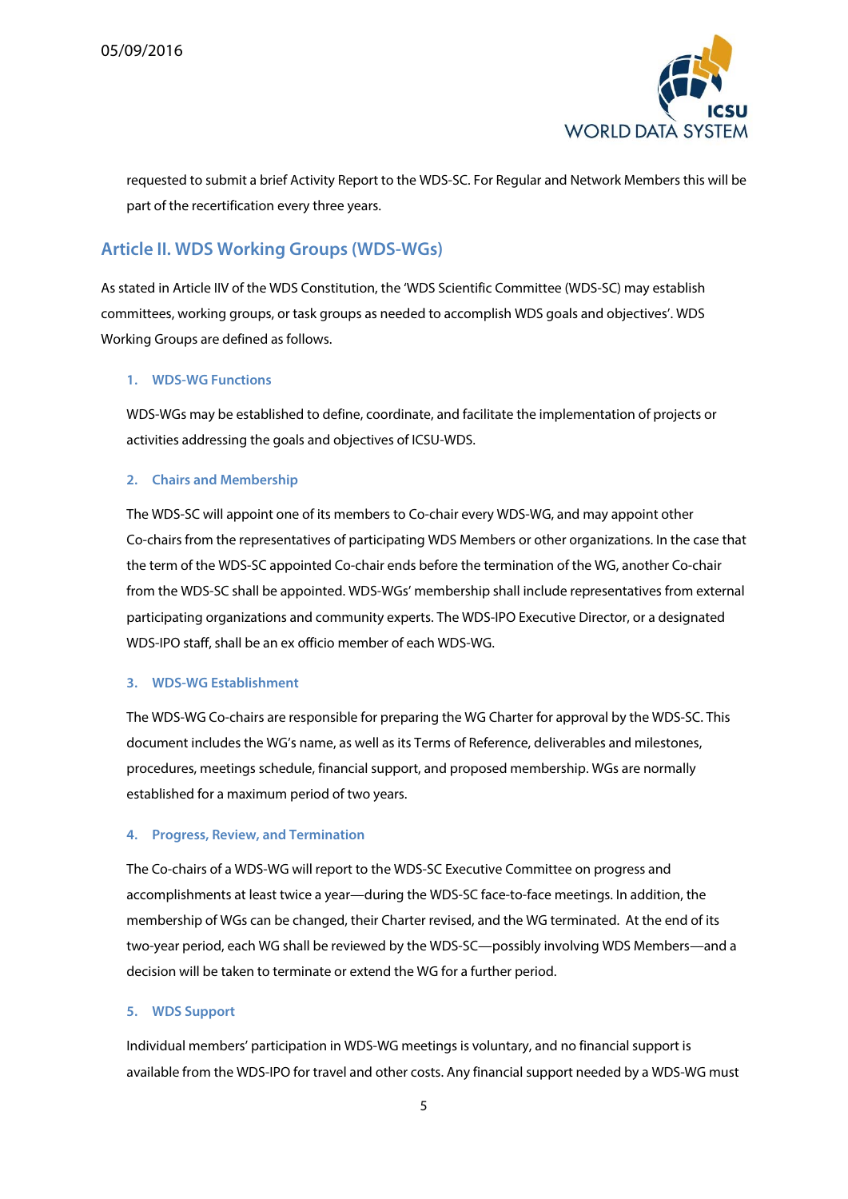requested to submit a brief Activity Report to the WDS-SC. For Regular and Network Members this will be part of the recertification every three years.

## Article II. WDS Working Groups (WDS-WGs)

As stated in Article IIV of the WDS Constitution, the 'WDS Scientific Committee (WDS-SC) may establish committees, working groups, or task groups as needed to accomplish WDS goals and objectives'. WDS Working Groups are defined as follows.

### 1. WDS-WG Functions

WDS-WGs may be established to define, coordinate, and facilitate the implementation of projects or activities addressing the goals and objectives of ICSU-WDS.

### 2. Chairs and Membership

The WDS-SC will appoint one of its members to Co-chair every WDS-WG, and may appoint other Co-chairs from the representatives of participating WDS Members or other organizations. In the case that the term of the WDS-SC appointed Co-chair ends before the termination of the WG, another Co-chair from the WDS-SC shall be appointed. WDS-WGs' membership shall include representatives from external participating organizations and community experts. The WDS-IPO Executive Director, or a designated WDS-IPO staff, shall be an ex officio member of each WDS-WG.

### 3. WDS-WG Establishment

The WDS-WG Co-chairs are responsible for preparing the WG Charter for approval by the WDS-SC. This document includes the WG's name, as well as its Terms of Reference, deliverables and milestones, procedures, meetings schedule, financial support, and proposed membership. WGs are normally established for a maximum period of two years.

### 4. Progress, Review, and Termination

The Co-chairs of a WDS-WG will report to the WDS-SC Executive Committee on progress and accomplishments at least twice a year—during the WDS-SC face-to-face meetings. In addition, the membership of WGs can be changed, their Charter revised, and the WG terminated. At the end of its two-year period, each WG shall be reviewed by the WDS-SC—possibly involving WDS Members—and a decision will be taken to terminate or extend the WG for a further period.

### 5. WDS Support

Individual members' participation in WDS-WG meetings is voluntary, and no financial support is available from the WDS-IPO for travel and other costs. Any financial support needed by a WDS-WG must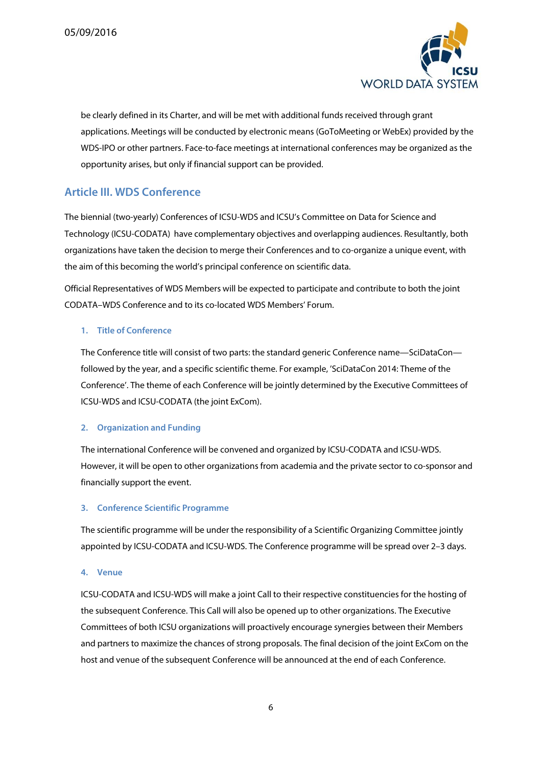be clearly defined in its Charter, and will be met with additional funds received through grant applications. Meetings will be conducted by electronic means (GoToMeeting or WebEx) provided by the WDS-IPO or other partners. Face-to-face meetings at international conferences may be organized as the opportunity arises, but only if financial support can be provided.

## Article III. WDS Conference

The biennial (two-yearly) Conferences of ICSU-WDS and ICSU's Committee on Data for Science and Technology (ICSU-CODATA) have complementary objectives and overlapping audiences. Resultantly, both organizations have taken the decision to merge their Conferences and to co-organize a unique event, with the aim of this becoming the world's principal conference on scientific data.

Official Representatives of WDS Members will be expected to participate and contribute to both the joint CODATA–WDS Conference and to its co-located WDS Members' Forum.

### 1. Title of Conference

The Conference title will consist of two parts: the standard generic Conference name—SciDataCon—followed by the year, and a specific scientific theme. For example, 'SciDataCon 2014: Theme of the Conference'. The theme of each Conference will be jointly determined by the Executive Committees of ICSU-WDS and ICSU-CODATA (the joint ExCom).

### 2. Organization and Funding

The international Conference will be convened and organized by ICSU-CODATA and ICSU-WDS. However, it will be open to other organizations from academia and the private sector to co-sponsor and financially support the event.

### 3. Conference Scientific Programme

The scientific programme will be under the responsibility of a Scientific Organizing Committee jointly appointed by ICSU-CODATA and ICSU-WDS. The Conference programme will be spread over 2–3 days.

### 4. Venue

ICSU-CODATA and ICSU-WDS will make a joint Call to their respective constituencies for the hosting of the subsequent Conference. This Call will also be opened up to other organizations. The Executive Committees of both ICSU organizations will proactively encourage synergies between their Members and partners to maximize the chances of strong proposals. The final decision of the joint ExCom on the host and venue of the subsequent Conference will be announced at the end of each Conference.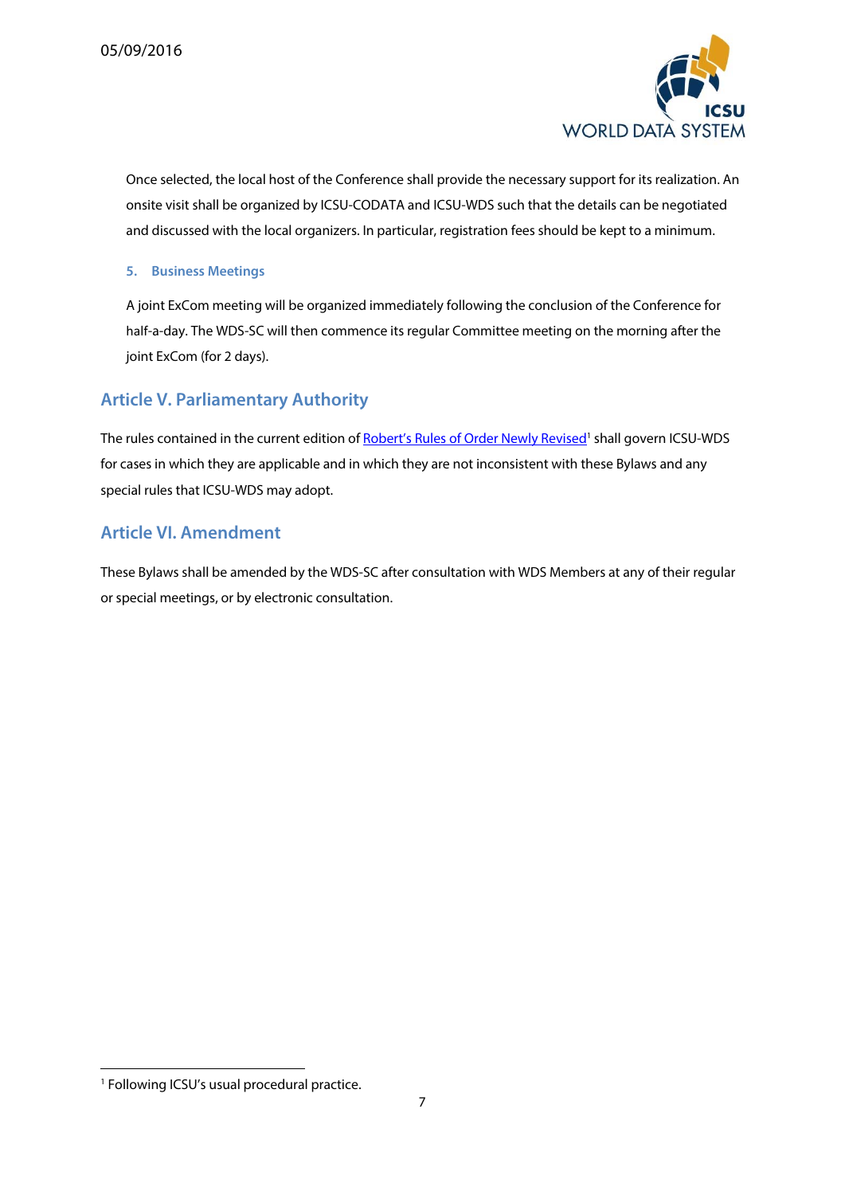Once selected, the local host of the Conference shall provide the necessary support for its realization. An onsite visit shall be organized by ICSU-CODATA and ICSU-WDS such that the details can be negotiated and discussed with the local organizers. In particular, registration fees should be kept to a minimum.

### 5. Business Meetings

A joint ExCom meeting will be organized immediately following the conclusion of the Conference for half-a-day. The WDS-SC will then commence its regular Committee meeting on the morning after the joint ExCom (for 2 days).

## Article V. Parliamentary Authority

The rules contained in the current edition of Robert's Rules of Order Newly Revised[1] shall govern ICSU-WDS for cases in which they are applicable and in which they are not inconsistent with these Bylaws and any special rules that ICSU-WDS may adopt.

## Article VI. Amendment

These Bylaws shall be amended by the WDS-SC after consultation with WDS Members at any of their regular or special meetings, or by electronic consultation.

[1] Following ICSU's usual procedural practice.